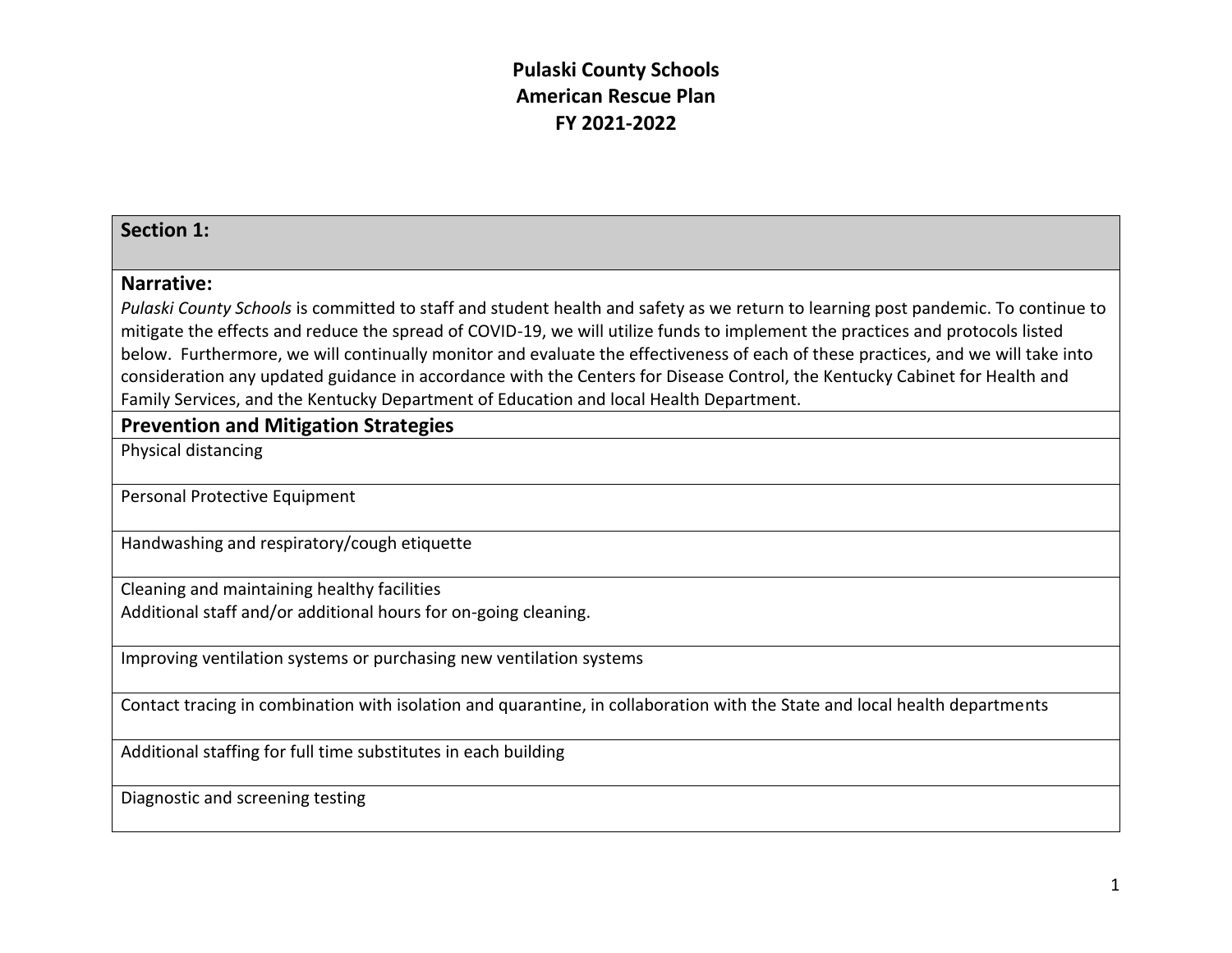# Pulaski County Schools
# American Rescue Plan
# FY 2021-2022

| Section 1: |
|---|
| **Narrative:**<br>*Pulaski County Schools* is committed to staff and student health and safety as we return to learning post pandemic. To continue to mitigate the effects and reduce the spread of COVID-19, we will utilize funds to implement the practices and protocols listed below. Furthermore, we will continually monitor and evaluate the effectiveness of each of these practices, and we will take into consideration any updated guidance in accordance with the Centers for Disease Control, the Kentucky Cabinet for Health and Family Services, and the Kentucky Department of Education and local Health Department. |
| **Prevention and Mitigation Strategies** |
| Physical distancing |
| Personal Protective Equipment |
| Handwashing and respiratory/cough etiquette |
| Cleaning and maintaining healthy facilities<br>Additional staff and/or additional hours for on-going cleaning. |
| Improving ventilation systems or purchasing new ventilation systems |
| Contact tracing in combination with isolation and quarantine, in collaboration with the State and local health departments |
| Additional staffing for full time substitutes in each building |
| Diagnostic and screening testing |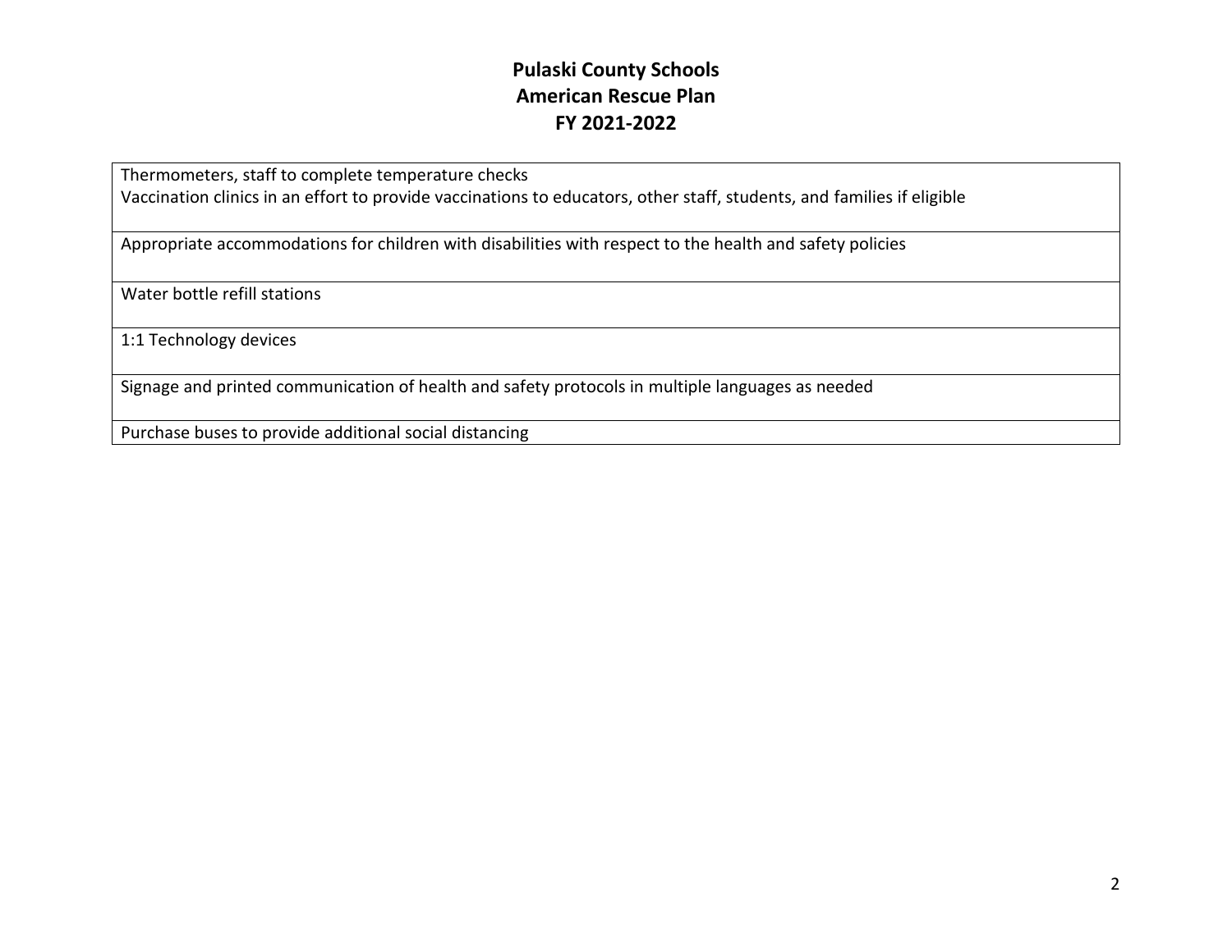# Pulaski County Schools
## American Rescue Plan
## FY 2021-2022

| |
|---|
| Thermometers, staff to complete temperature checks<br>Vaccination clinics in an effort to provide vaccinations to educators, other staff, students, and families if eligible |
| Appropriate accommodations for children with disabilities with respect to the health and safety policies |
| Water bottle refill stations |
| 1:1 Technology devices |
| Signage and printed communication of health and safety protocols in multiple languages as needed |
| Purchase buses to provide additional social distancing |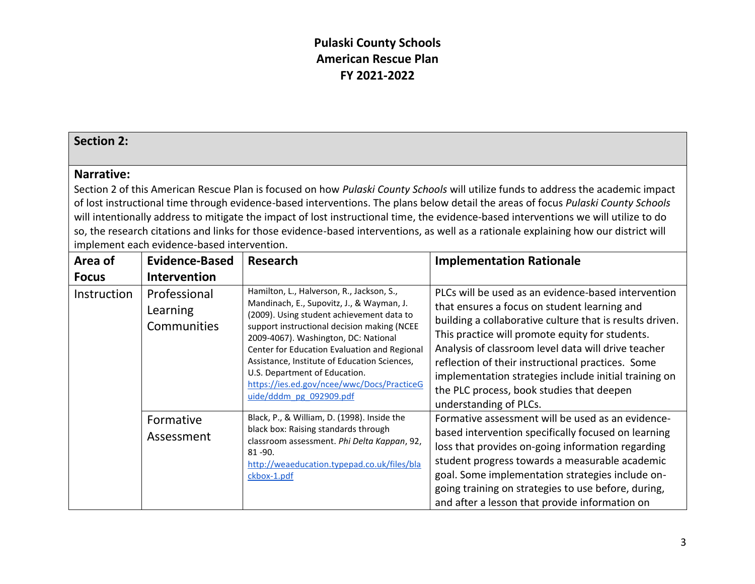# Pulaski County Schools
# American Rescue Plan
# FY 2021-2022

## Section 2:

**Narrative:**

Section 2 of this American Rescue Plan is focused on how *Pulaski County Schools* will utilize funds to address the academic impact of lost instructional time through evidence-based interventions. The plans below detail the areas of focus *Pulaski County Schools* will intentionally address to mitigate the impact of lost instructional time, the evidence-based interventions we will utilize to do so, the research citations and links for those evidence-based interventions, as well as a rationale explaining how our district will implement each evidence-based intervention.

| Area of Focus | Evidence-Based Intervention | Research | Implementation Rationale |
|---|---|---|---|
| Instruction | Professional Learning Communities | Hamilton, L., Halverson, R., Jackson, S., Mandinach, E., Supovitz, J., & Wayman, J. (2009). Using student achievement data to support instructional decision making (NCEE 2009-4067). Washington, DC: National Center for Education Evaluation and Regional Assistance, Institute of Education Sciences, U.S. Department of Education. https://ies.ed.gov/ncee/wwc/Docs/PracticeGuide/dddm_pg_092909.pdf | PLCs will be used as an evidence-based intervention that ensures a focus on student learning and building a collaborative culture that is results driven. This practice will promote equity for students. Analysis of classroom level data will drive teacher reflection of their instructional practices. Some implementation strategies include initial training on the PLC process, book studies that deepen understanding of PLCs. |
| | Formative Assessment | Black, P., & William, D. (1998). Inside the black box: Raising standards through classroom assessment. *Phi Delta Kappan*, 92, 81 -90. http://weaeducation.typepad.co.uk/files/blackbox-1.pdf | Formative assessment will be used as an evidence-based intervention specifically focused on learning loss that provides on-going information regarding student progress towards a measurable academic goal. Some implementation strategies include on-going training on strategies to use before, during, and after a lesson that provide information on |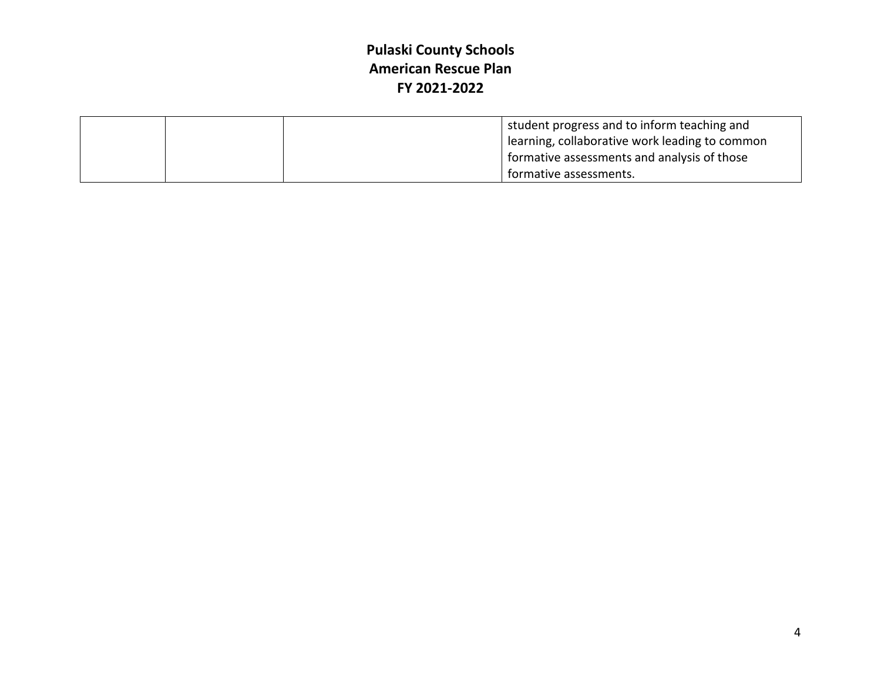# Pulaski County Schools
# American Rescue Plan
# FY 2021-2022

| | | | |
|---|---|---|---|
| | | | student progress and to inform teaching and learning, collaborative work leading to common formative assessments and analysis of those formative assessments. |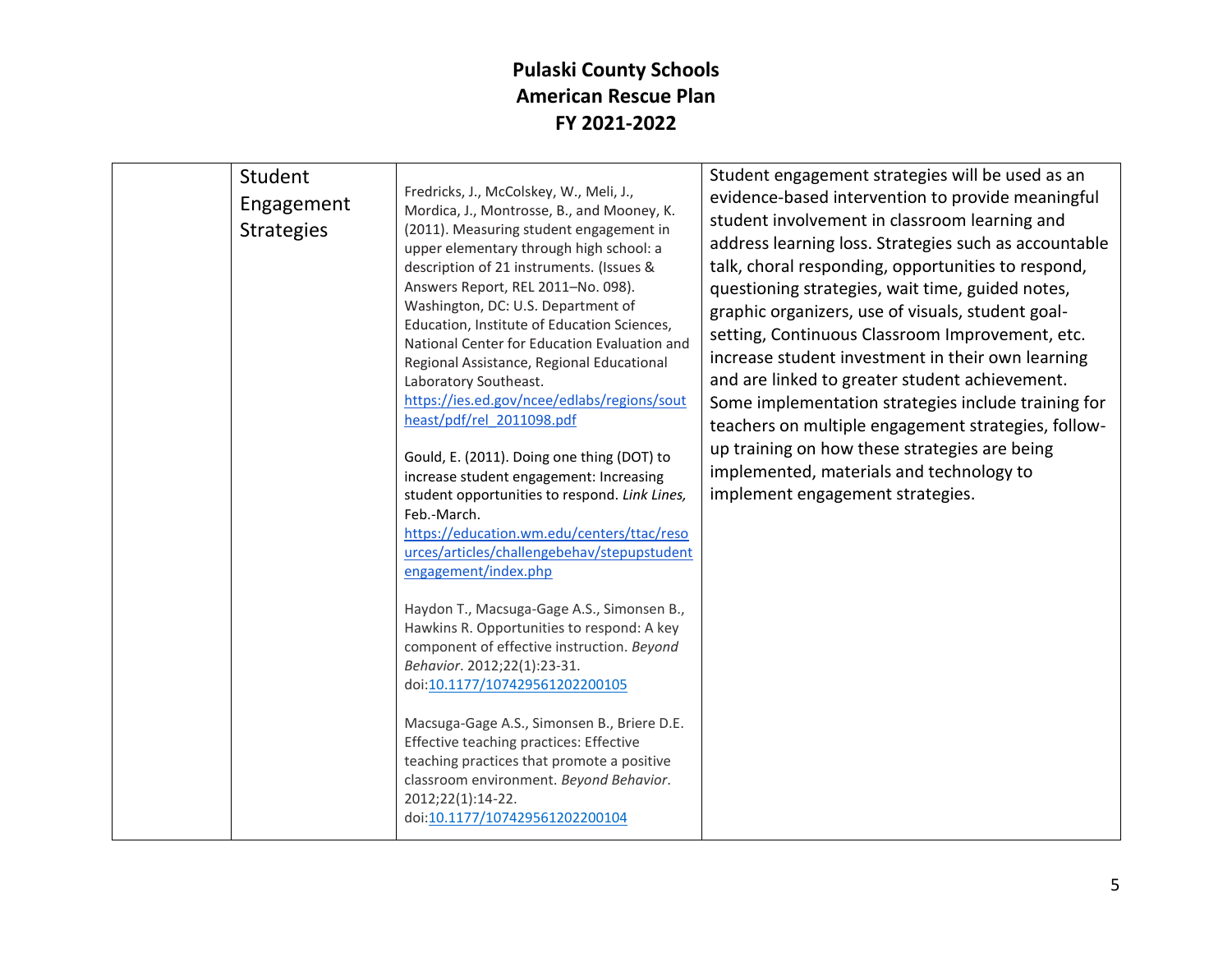| | | | |
|---|---|---|---|
| | Student Engagement Strategies | Fredricks, J., McColskey, W., Meli, J., Mordica, J., Montrosse, B., and Mooney, K. (2011). Measuring student engagement in upper elementary through high school: a description of 21 instruments. (Issues & Answers Report, REL 2011–No. 098). Washington, DC: U.S. Department of Education, Institute of Education Sciences, National Center for Education Evaluation and Regional Assistance, Regional Educational Laboratory Southeast. https://ies.ed.gov/ncee/edlabs/regions/southeast/pdf/rel_2011098.pdf<br><br>Gould, E. (2011). Doing one thing (DOT) to increase student engagement: Increasing student opportunities to respond. *Link Lines,* Feb.-March. https://education.wm.edu/centers/ttac/resources/articles/challengebehav/stepupstudentengagement/index.php<br><br>Haydon T., Macsuga-Gage A.S., Simonsen B., Hawkins R. Opportunities to respond: A key component of effective instruction. *Beyond Behavior*. 2012;22(1):23-31. doi:10.1177/107429561202200105<br><br>Macsuga-Gage A.S., Simonsen B., Briere D.E. Effective teaching practices: Effective teaching practices that promote a positive classroom environment. *Beyond Behavior*. 2012;22(1):14-22. doi:10.1177/107429561202200104 | Student engagement strategies will be used as an evidence-based intervention to provide meaningful student involvement in classroom learning and address learning loss. Strategies such as accountable talk, choral responding, opportunities to respond, questioning strategies, wait time, guided notes, graphic organizers, use of visuals, student goal-setting, Continuous Classroom Improvement, etc. increase student investment in their own learning and are linked to greater student achievement. Some implementation strategies include training for teachers on multiple engagement strategies, follow-up training on how these strategies are being implemented, materials and technology to implement engagement strategies. |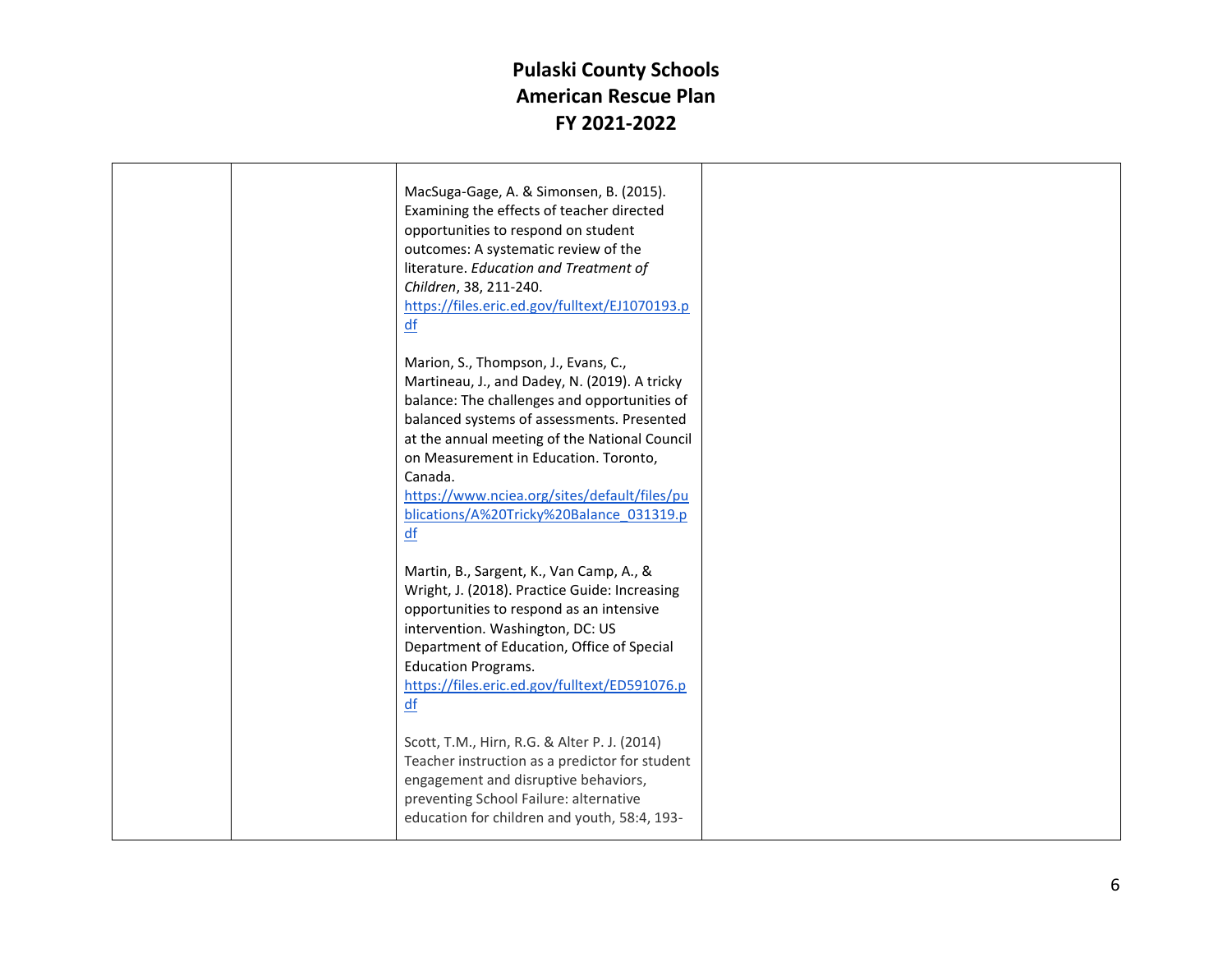# Pulaski County Schools
# American Rescue Plan
# FY 2021-2022

| | | | |
|---|---|---|---|
| | | MacSuga-Gage, A. & Simonsen, B. (2015). Examining the effects of teacher directed opportunities to respond on student outcomes: A systematic review of the literature. *Education and Treatment of Children*, 38, 211-240. https://files.eric.ed.gov/fulltext/EJ1070193.pdf<br><br>Marion, S., Thompson, J., Evans, C., Martineau, J., and Dadey, N. (2019). A tricky balance: The challenges and opportunities of balanced systems of assessments. Presented at the annual meeting of the National Council on Measurement in Education. Toronto, Canada. https://www.nciea.org/sites/default/files/publications/A%20Tricky%20Balance_031319.pdf<br><br>Martin, B., Sargent, K., Van Camp, A., & Wright, J. (2018). Practice Guide: Increasing opportunities to respond as an intensive intervention. Washington, DC: US Department of Education, Office of Special Education Programs. https://files.eric.ed.gov/fulltext/ED591076.pdf<br><br>Scott, T.M., Hirn, R.G. & Alter P. J. (2014) Teacher instruction as a predictor for student engagement and disruptive behaviors, preventing School Failure: alternative education for children and youth, 58:4, 193- | |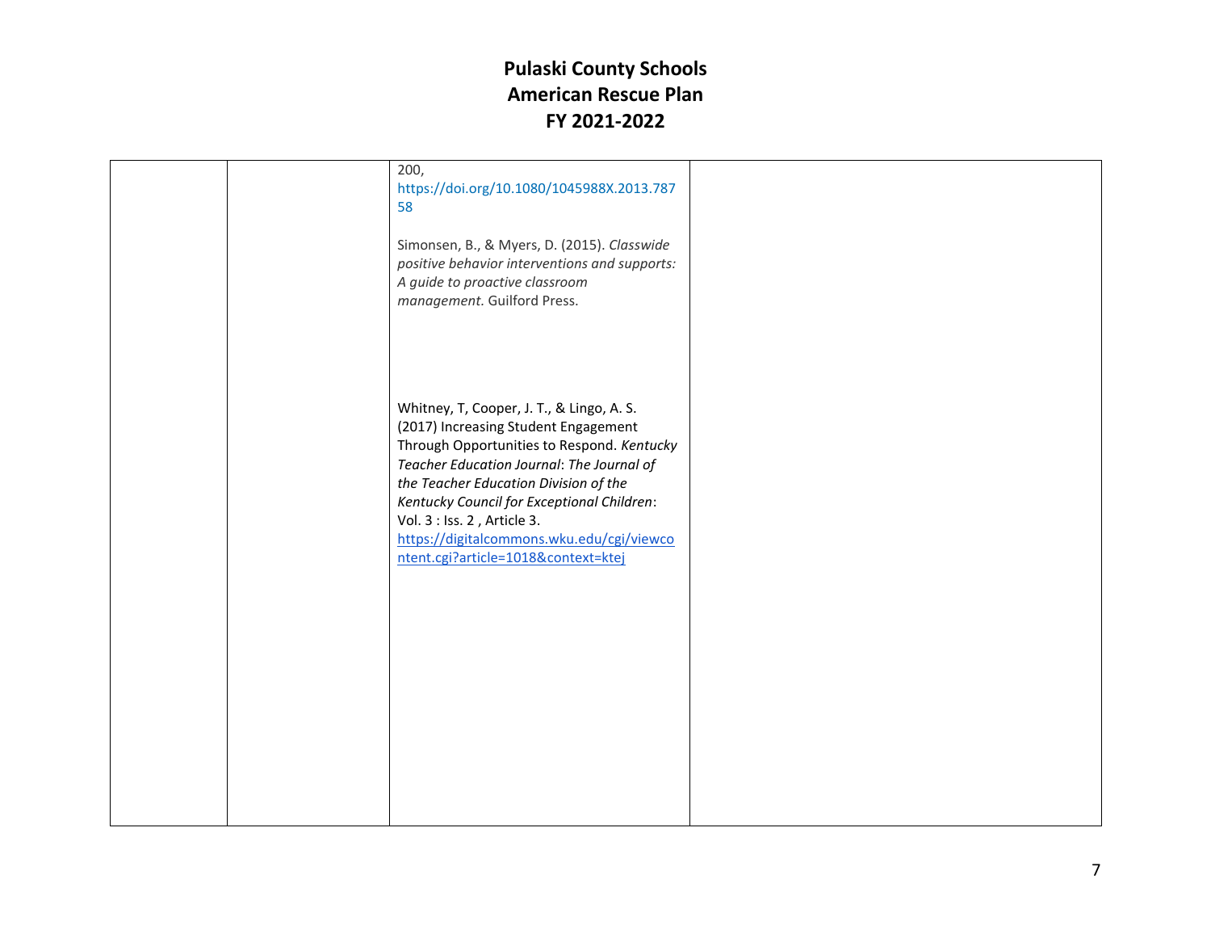| | | 200, https://doi.org/10.1080/1045988X.2013.78758<br><br>Simonsen, B., & Myers, D. (2015). *Classwide positive behavior interventions and supports: A guide to proactive classroom management.* Guilford Press.<br><br>Whitney, T, Cooper, J. T., & Lingo, A. S. (2017) Increasing Student Engagement Through Opportunities to Respond. *Kentucky Teacher Education Journal*: *The Journal of the Teacher Education Division of the Kentucky Council for Exceptional Children*: Vol. 3 : Iss. 2 , Article 3. https://digitalcommons.wku.edu/cgi/viewcontent.cgi?article=1018&context=ktej | |
|---|---|---|---|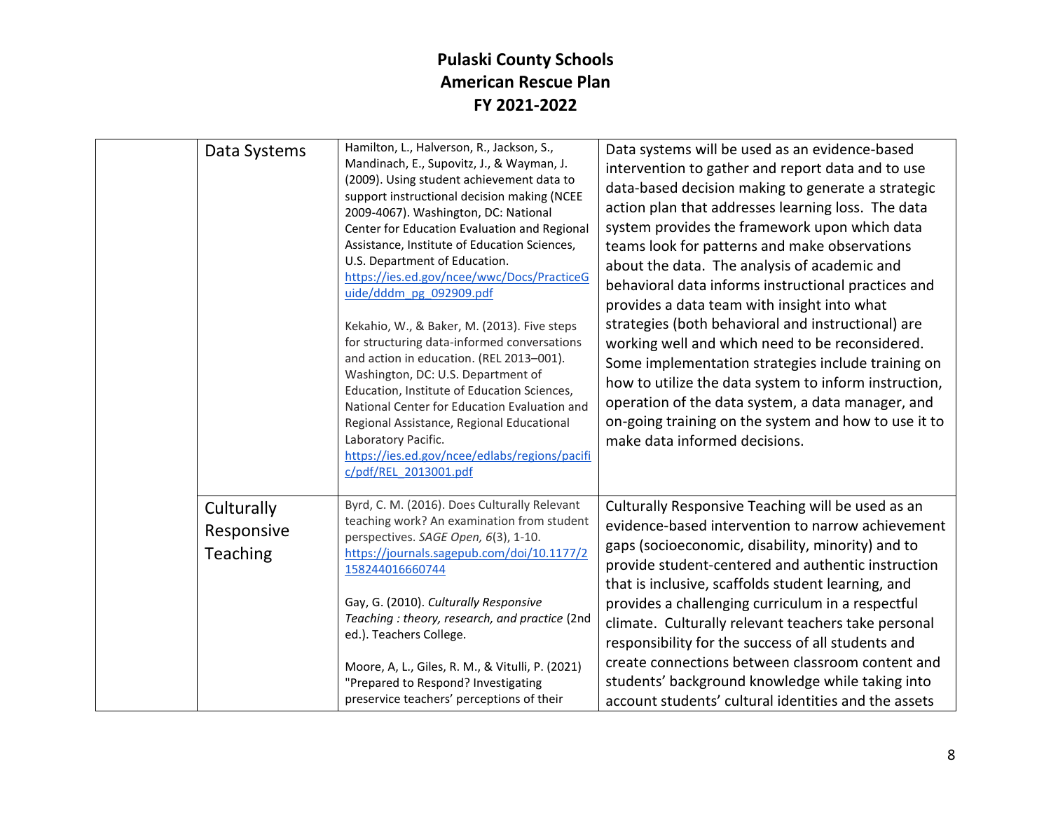| | | | |
|---|---|---|---|
| | Data Systems | Hamilton, L., Halverson, R., Jackson, S., Mandinach, E., Supovitz, J., & Wayman, J. (2009). Using student achievement data to support instructional decision making (NCEE 2009-4067). Washington, DC: National Center for Education Evaluation and Regional Assistance, Institute of Education Sciences, U.S. Department of Education. https://ies.ed.gov/ncee/wwc/Docs/PracticeGuide/dddm_pg_092909.pdf<br><br>Kekahio, W., & Baker, M. (2013). Five steps for structuring data-informed conversations and action in education. (REL 2013–001). Washington, DC: U.S. Department of Education, Institute of Education Sciences, National Center for Education Evaluation and Regional Assistance, Regional Educational Laboratory Pacific. https://ies.ed.gov/ncee/edlabs/regions/pacific/pdf/REL_2013001.pdf | Data systems will be used as an evidence-based intervention to gather and report data and to use data-based decision making to generate a strategic action plan that addresses learning loss. The data system provides the framework upon which data teams look for patterns and make observations about the data. The analysis of academic and behavioral data informs instructional practices and provides a data team with insight into what strategies (both behavioral and instructional) are working well and which need to be reconsidered. Some implementation strategies include training on how to utilize the data system to inform instruction, operation of the data system, a data manager, and on-going training on the system and how to use it to make data informed decisions. |
| | Culturally Responsive Teaching | Byrd, C. M. (2016). Does Culturally Relevant teaching work? An examination from student perspectives. *SAGE Open, 6*(3), 1-10. https://journals.sagepub.com/doi/10.1177/2158244016660744<br><br>Gay, G. (2010). *Culturally Responsive Teaching : theory, research, and practice* (2nd ed.). Teachers College.<br><br>Moore, A, L., Giles, R. M., & Vitulli, P. (2021) "Prepared to Respond? Investigating preservice teachers' perceptions of their | Culturally Responsive Teaching will be used as an evidence-based intervention to narrow achievement gaps (socioeconomic, disability, minority) and to provide student-centered and authentic instruction that is inclusive, scaffolds student learning, and provides a challenging curriculum in a respectful climate. Culturally relevant teachers take personal responsibility for the success of all students and create connections between classroom content and students' background knowledge while taking into account students' cultural identities and the assets |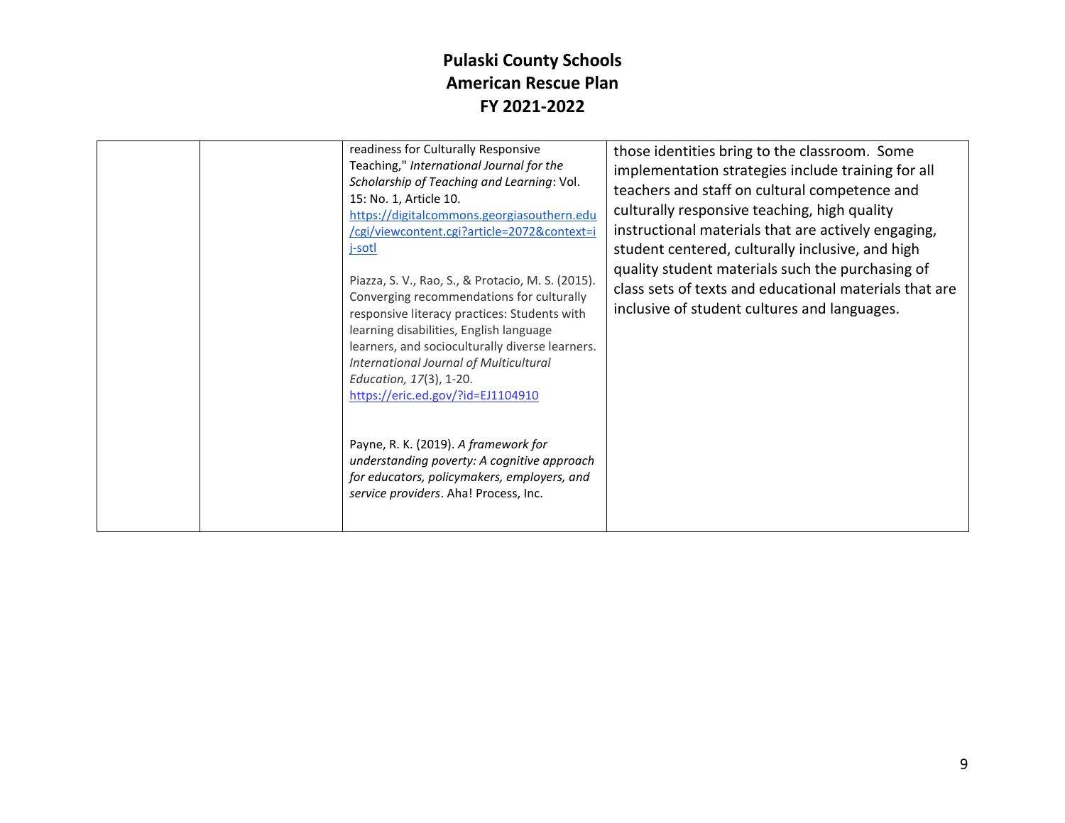| | | | |
|---|---|---|---|
| | | readiness for Culturally Responsive Teaching," *International Journal for the Scholarship of Teaching and Learning*: Vol. 15: No. 1, Article 10. https://digitalcommons.georgiasouthern.edu/cgi/viewcontent.cgi?article=2072&context=ij-sotl<br><br>Piazza, S. V., Rao, S., & Protacio, M. S. (2015). Converging recommendations for culturally responsive literacy practices: Students with learning disabilities, English language learners, and socioculturally diverse learners. *International Journal of Multicultural Education, 17*(3), 1-20. https://eric.ed.gov/?id=EJ1104910<br><br>Payne, R. K. (2019). *A framework for understanding poverty: A cognitive approach for educators, policymakers, employers, and service providers*. Aha! Process, Inc. | those identities bring to the classroom. Some implementation strategies include training for all teachers and staff on cultural competence and culturally responsive teaching, high quality instructional materials that are actively engaging, student centered, culturally inclusive, and high quality student materials such the purchasing of class sets of texts and educational materials that are inclusive of student cultures and languages. |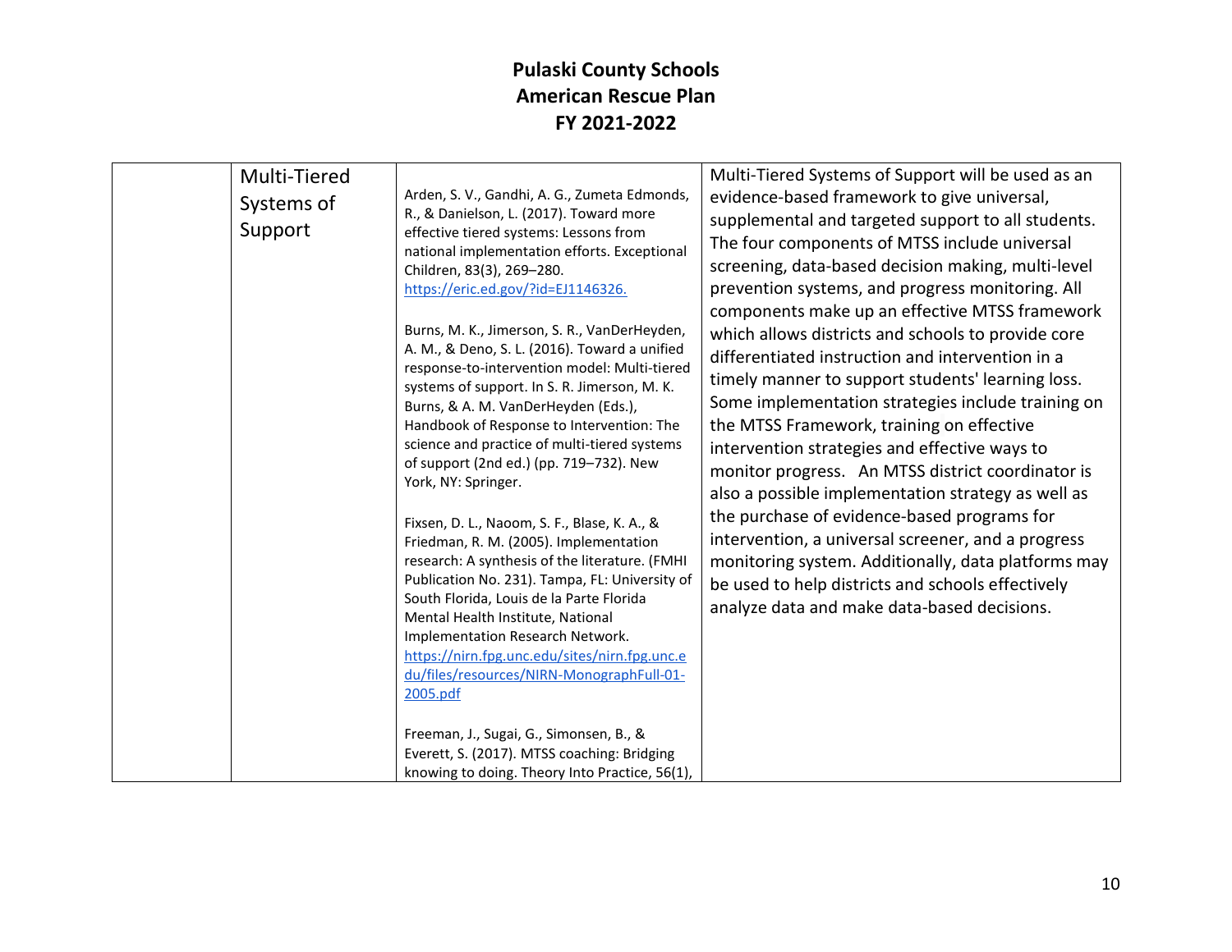# Pulaski County Schools
# American Rescue Plan
# FY 2021-2022

| | | | |
|---|---|---|---|
| | Multi-Tiered Systems of Support | Arden, S. V., Gandhi, A. G., Zumeta Edmonds, R., & Danielson, L. (2017). Toward more effective tiered systems: Lessons from national implementation efforts. Exceptional Children, 83(3), 269–280. https://eric.ed.gov/?id=EJ1146326.<br><br>Burns, M. K., Jimerson, S. R., VanDerHeyden, A. M., & Deno, S. L. (2016). Toward a unified response-to-intervention model: Multi-tiered systems of support. In S. R. Jimerson, M. K. Burns, & A. M. VanDerHeyden (Eds.), Handbook of Response to Intervention: The science and practice of multi-tiered systems of support (2nd ed.) (pp. 719–732). New York, NY: Springer.<br><br>Fixsen, D. L., Naoom, S. F., Blase, K. A., & Friedman, R. M. (2005). Implementation research: A synthesis of the literature. (FMHI Publication No. 231). Tampa, FL: University of South Florida, Louis de la Parte Florida Mental Health Institute, National Implementation Research Network. https://nirn.fpg.unc.edu/sites/nirn.fpg.unc.edu/files/resources/NIRN-MonographFull-01-2005.pdf<br><br>Freeman, J., Sugai, G., Simonsen, B., & Everett, S. (2017). MTSS coaching: Bridging knowing to doing. Theory Into Practice, 56(1), | Multi-Tiered Systems of Support will be used as an evidence-based framework to give universal, supplemental and targeted support to all students. The four components of MTSS include universal screening, data-based decision making, multi-level prevention systems, and progress monitoring. All components make up an effective MTSS framework which allows districts and schools to provide core differentiated instruction and intervention in a timely manner to support students' learning loss. Some implementation strategies include training on the MTSS Framework, training on effective intervention strategies and effective ways to monitor progress. An MTSS district coordinator is also a possible implementation strategy as well as the purchase of evidence-based programs for intervention, a universal screener, and a progress monitoring system. Additionally, data platforms may be used to help districts and schools effectively analyze data and make data-based decisions. |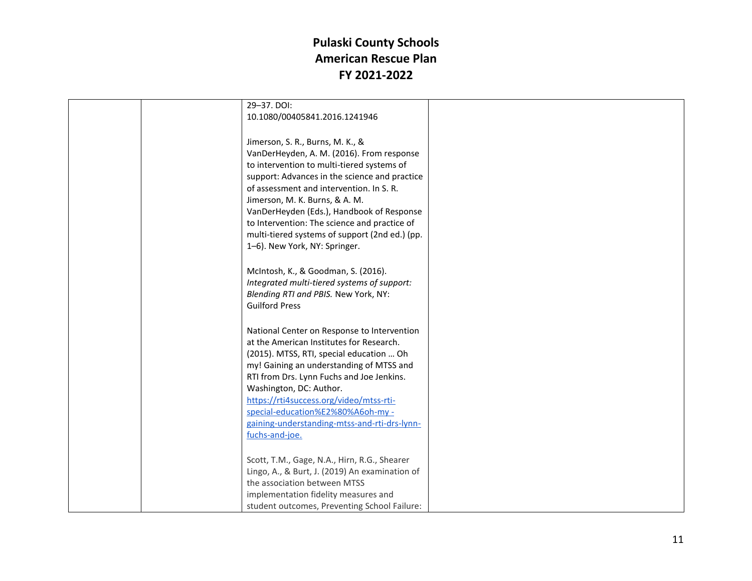# Pulaski County Schools
# American Rescue Plan
# FY 2021-2022

| | | | |
|---|---|---|---|
| | | 29–37. DOI: 10.1080/00405841.2016.1241946<br><br>Jimerson, S. R., Burns, M. K., & VanDerHeyden, A. M. (2016). From response to intervention to multi-tiered systems of support: Advances in the science and practice of assessment and intervention. In S. R. Jimerson, M. K. Burns, & A. M. VanDerHeyden (Eds.), Handbook of Response to Intervention: The science and practice of multi-tiered systems of support (2nd ed.) (pp. 1–6). New York, NY: Springer.<br><br>McIntosh, K., & Goodman, S. (2016). *Integrated multi-tiered systems of support: Blending RTI and PBIS.* New York, NY: Guilford Press<br><br>National Center on Response to Intervention at the American Institutes for Research. (2015). MTSS, RTI, special education … Oh my! Gaining an understanding of MTSS and RTI from Drs. Lynn Fuchs and Joe Jenkins. Washington, DC: Author. [https://rti4success.org/video/mtss-rti-special-education%E2%80%A6oh-my -gaining-understanding-mtss-and-rti-drs-lynn-fuchs-and-joe.](https://rti4success.org/video/mtss-rti-special-education%E2%80%A6oh-my-gaining-understanding-mtss-and-rti-drs-lynn-fuchs-and-joe)<br><br>Scott, T.M., Gage, N.A., Hirn, R.G., Shearer Lingo, A., & Burt, J. (2019) An examination of the association between MTSS implementation fidelity measures and student outcomes, Preventing School Failure: | |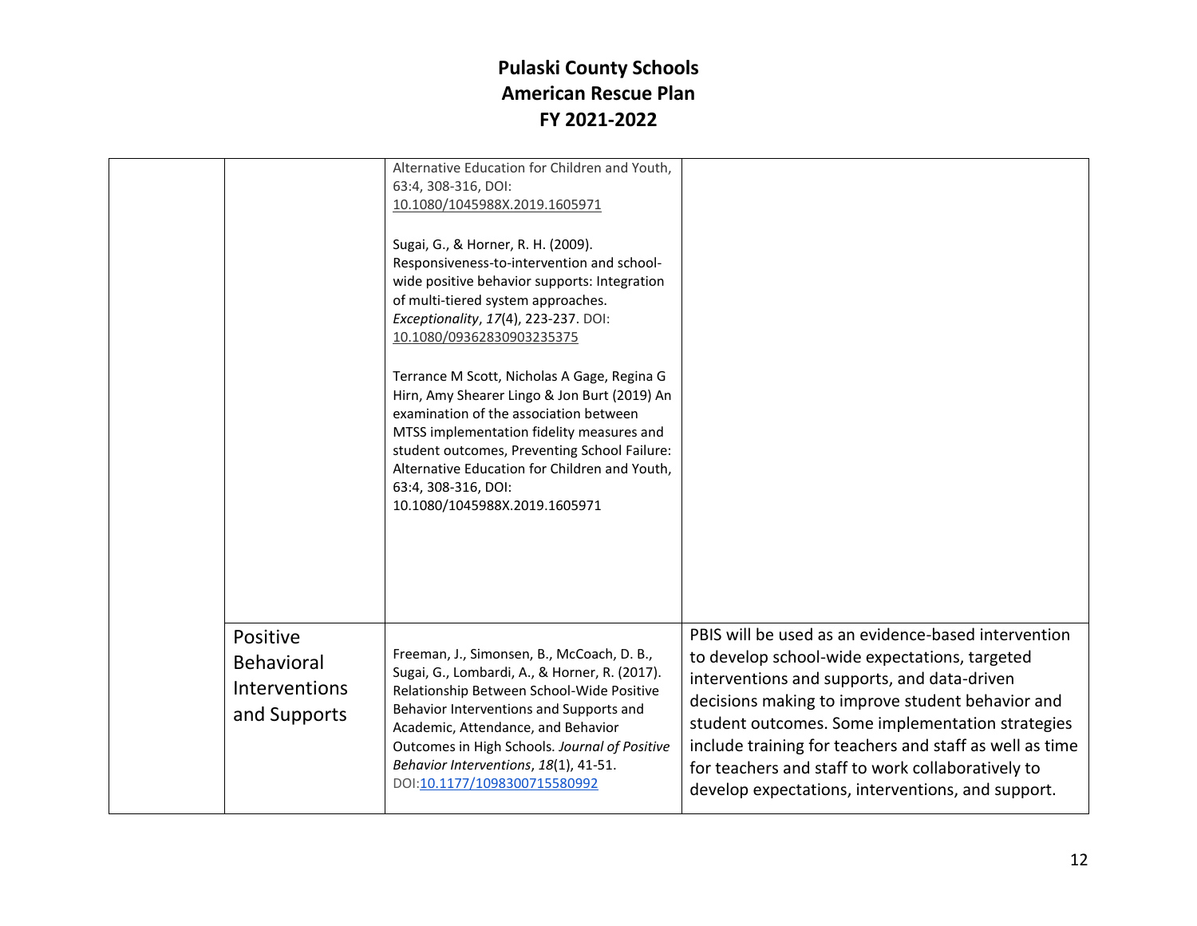| | | | |
|---|---|---|---|
| | | Alternative Education for Children and Youth, 63:4, 308-316, DOI: 10.1080/1045988X.2019.1605971<br><br>Sugai, G., & Horner, R. H. (2009). Responsiveness-to-intervention and school-wide positive behavior supports: Integration of multi-tiered system approaches. *Exceptionality*, *17*(4), 223-237. DOI: 10.1080/09362830903235375<br><br>Terrance M Scott, Nicholas A Gage, Regina G Hirn, Amy Shearer Lingo & Jon Burt (2019) An examination of the association between MTSS implementation fidelity measures and student outcomes, Preventing School Failure: Alternative Education for Children and Youth, 63:4, 308-316, DOI: 10.1080/1045988X.2019.1605971 | |
| | Positive Behavioral Interventions and Supports | Freeman, J., Simonsen, B., McCoach, D. B., Sugai, G., Lombardi, A., & Horner, R. (2017). Relationship Between School-Wide Positive Behavior Interventions and Supports and Academic, Attendance, and Behavior Outcomes in High Schools. *Journal of Positive Behavior Interventions*, *18*(1), 41-51. DOI:10.1177/1098300715580992 | PBIS will be used as an evidence-based intervention to develop school-wide expectations, targeted interventions and supports, and data-driven decisions making to improve student behavior and student outcomes. Some implementation strategies include training for teachers and staff as well as time for teachers and staff to work collaboratively to develop expectations, interventions, and support. |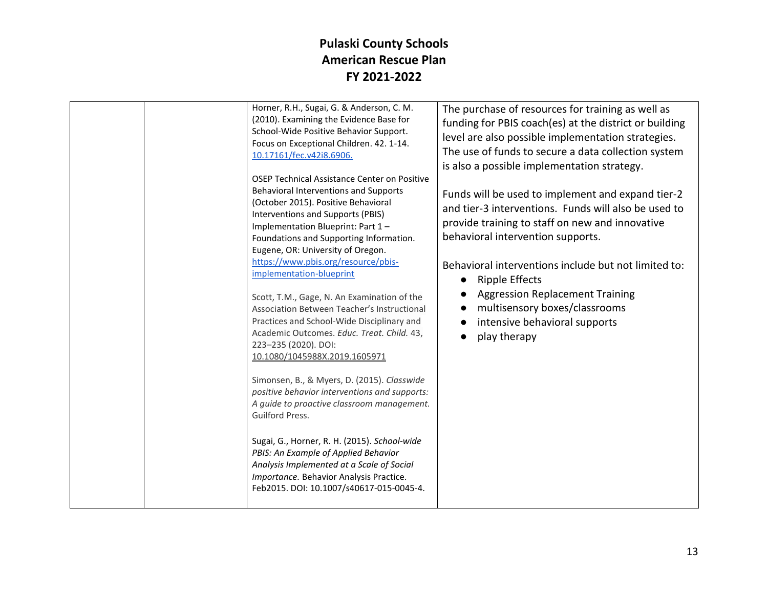| | | | |
|---|---|---|---|
| | | Horner, R.H., Sugai, G. & Anderson, C. M. (2010). Examining the Evidence Base for School-Wide Positive Behavior Support. Focus on Exceptional Children. 42. 1-14. [10.17161/fec.v42i8.6906.](10.17161/fec.v42i8.6906.)<br><br>OSEP Technical Assistance Center on Positive Behavioral Interventions and Supports (October 2015). Positive Behavioral Interventions and Supports (PBIS) Implementation Blueprint: Part 1 – Foundations and Supporting Information. Eugene, OR: University of Oregon. [https://www.pbis.org/resource/pbis-implementation-blueprint](https://www.pbis.org/resource/pbis-implementation-blueprint)<br><br>Scott, T.M., Gage, N. An Examination of the Association Between Teacher's Instructional Practices and School-Wide Disciplinary and Academic Outcomes. *Educ. Treat. Child.* 43, 223–235 (2020). DOI: 10.1080/1045988X.2019.1605971<br><br>Simonsen, B., & Myers, D. (2015). *Classwide positive behavior interventions and supports: A guide to proactive classroom management.* Guilford Press.<br><br>Sugai, G., Horner, R. H. (2015). *School-wide PBIS: An Example of Applied Behavior Analysis Implemented at a Scale of Social Importance.* Behavior Analysis Practice. Feb2015. DOI: 10.1007/s40617-015-0045-4. | The purchase of resources for training as well as funding for PBIS coach(es) at the district or building level are also possible implementation strategies. The use of funds to secure a data collection system is also a possible implementation strategy.<br><br>Funds will be used to implement and expand tier-2 and tier-3 interventions. Funds will also be used to provide training to staff on new and innovative behavioral intervention supports.<br><br>Behavioral interventions include but not limited to:<br>● Ripple Effects<br>● Aggression Replacement Training<br>● multisensory boxes/classrooms<br>● intensive behavioral supports<br>● play therapy |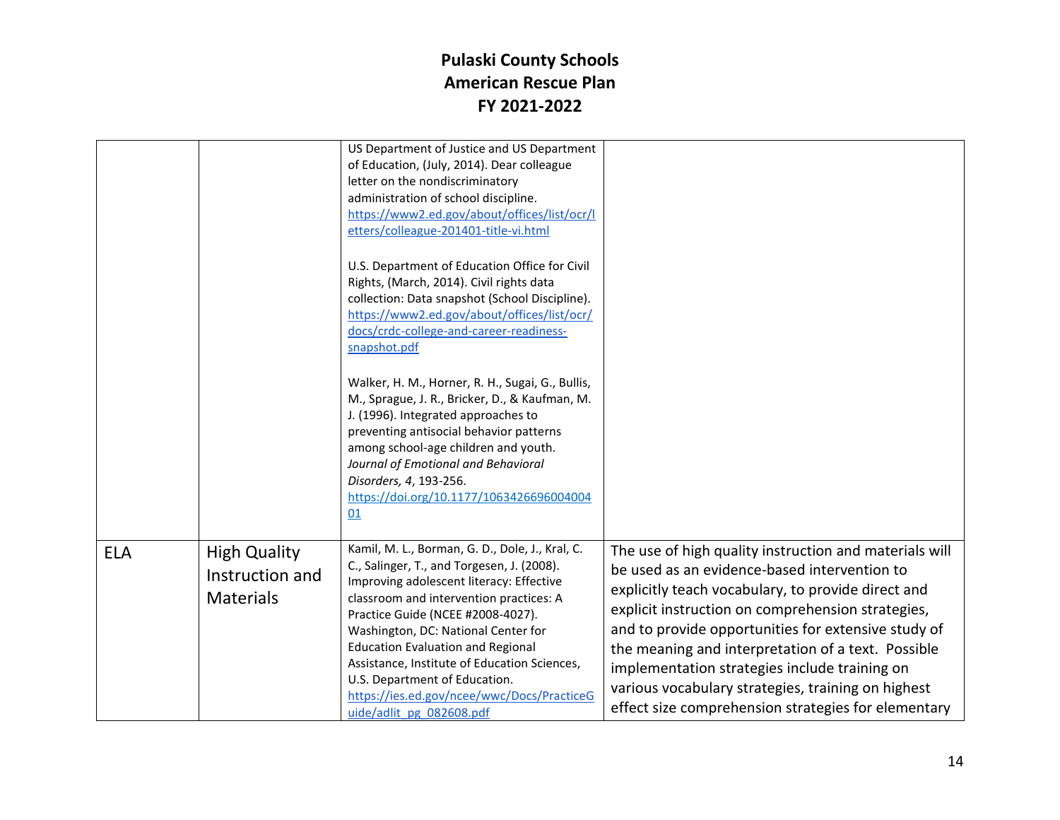# Pulaski County Schools
# American Rescue Plan
# FY 2021-2022

| | | | |
|---|---|---|---|
| | | US Department of Justice and US Department of Education, (July, 2014). Dear colleague letter on the nondiscriminatory administration of school discipline. https://www2.ed.gov/about/offices/list/ocr/letters/colleague-201401-title-vi.html<br><br>U.S. Department of Education Office for Civil Rights, (March, 2014). Civil rights data collection: Data snapshot (School Discipline). https://www2.ed.gov/about/offices/list/ocr/docs/crdc-college-and-career-readiness-snapshot.pdf<br><br>Walker, H. M., Horner, R. H., Sugai, G., Bullis, M., Sprague, J. R., Bricker, D., & Kaufman, M. J. (1996). Integrated approaches to preventing antisocial behavior patterns among school-age children and youth. *Journal of Emotional and Behavioral Disorders, 4*, 193-256. https://doi.org/10.1177/106342669600400401 | |
| ELA | High Quality Instruction and Materials | Kamil, M. L., Borman, G. D., Dole, J., Kral, C. C., Salinger, T., and Torgesen, J. (2008). Improving adolescent literacy: Effective classroom and intervention practices: A Practice Guide (NCEE #2008-4027). Washington, DC: National Center for Education Evaluation and Regional Assistance, Institute of Education Sciences, U.S. Department of Education. https://ies.ed.gov/ncee/wwc/Docs/PracticeGuide/adlit_pg_082608.pdf | The use of high quality instruction and materials will be used as an evidence-based intervention to explicitly teach vocabulary, to provide direct and explicit instruction on comprehension strategies, and to provide opportunities for extensive study of the meaning and interpretation of a text. Possible implementation strategies include training on various vocabulary strategies, training on highest effect size comprehension strategies for elementary |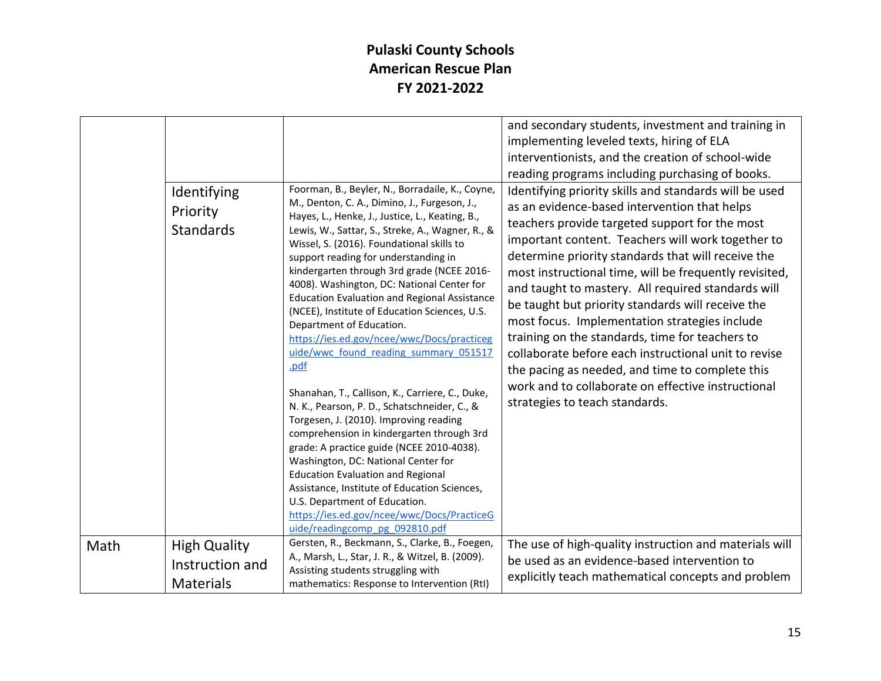| | | | |
|---|---|---|---|
| | | | and secondary students, investment and training in implementing leveled texts, hiring of ELA interventionists, and the creation of school-wide reading programs including purchasing of books. |
| | Identifying Priority Standards | Foorman, B., Beyler, N., Borradaile, K., Coyne, M., Denton, C. A., Dimino, J., Furgeson, J., Hayes, L., Henke, J., Justice, L., Keating, B., Lewis, W., Sattar, S., Streke, A., Wagner, R., & Wissel, S. (2016). Foundational skills to support reading for understanding in kindergarten through 3rd grade (NCEE 2016-4008). Washington, DC: National Center for Education Evaluation and Regional Assistance (NCEE), Institute of Education Sciences, U.S. Department of Education. https://ies.ed.gov/ncee/wwc/Docs/practiceguide/wwc_found_reading_summary_051517.pdf<br><br>Shanahan, T., Callison, K., Carriere, C., Duke, N. K., Pearson, P. D., Schatschneider, C., & Torgesen, J. (2010). Improving reading comprehension in kindergarten through 3rd grade: A practice guide (NCEE 2010-4038). Washington, DC: National Center for Education Evaluation and Regional Assistance, Institute of Education Sciences, U.S. Department of Education. https://ies.ed.gov/ncee/wwc/Docs/PracticeGuide/readingcomp_pg_092810.pdf | Identifying priority skills and standards will be used as an evidence-based intervention that helps teachers provide targeted support for the most important content. Teachers will work together to determine priority standards that will receive the most instructional time, will be frequently revisited, and taught to mastery. All required standards will be taught but priority standards will receive the most focus. Implementation strategies include training on the standards, time for teachers to collaborate before each instructional unit to revise the pacing as needed, and time to complete this work and to collaborate on effective instructional strategies to teach standards. |
| Math | High Quality Instruction and Materials | Gersten, R., Beckmann, S., Clarke, B., Foegen, A., Marsh, L., Star, J. R., & Witzel, B. (2009). Assisting students struggling with mathematics: Response to Intervention (RtI) | The use of high-quality instruction and materials will be used as an evidence-based intervention to explicitly teach mathematical concepts and problem |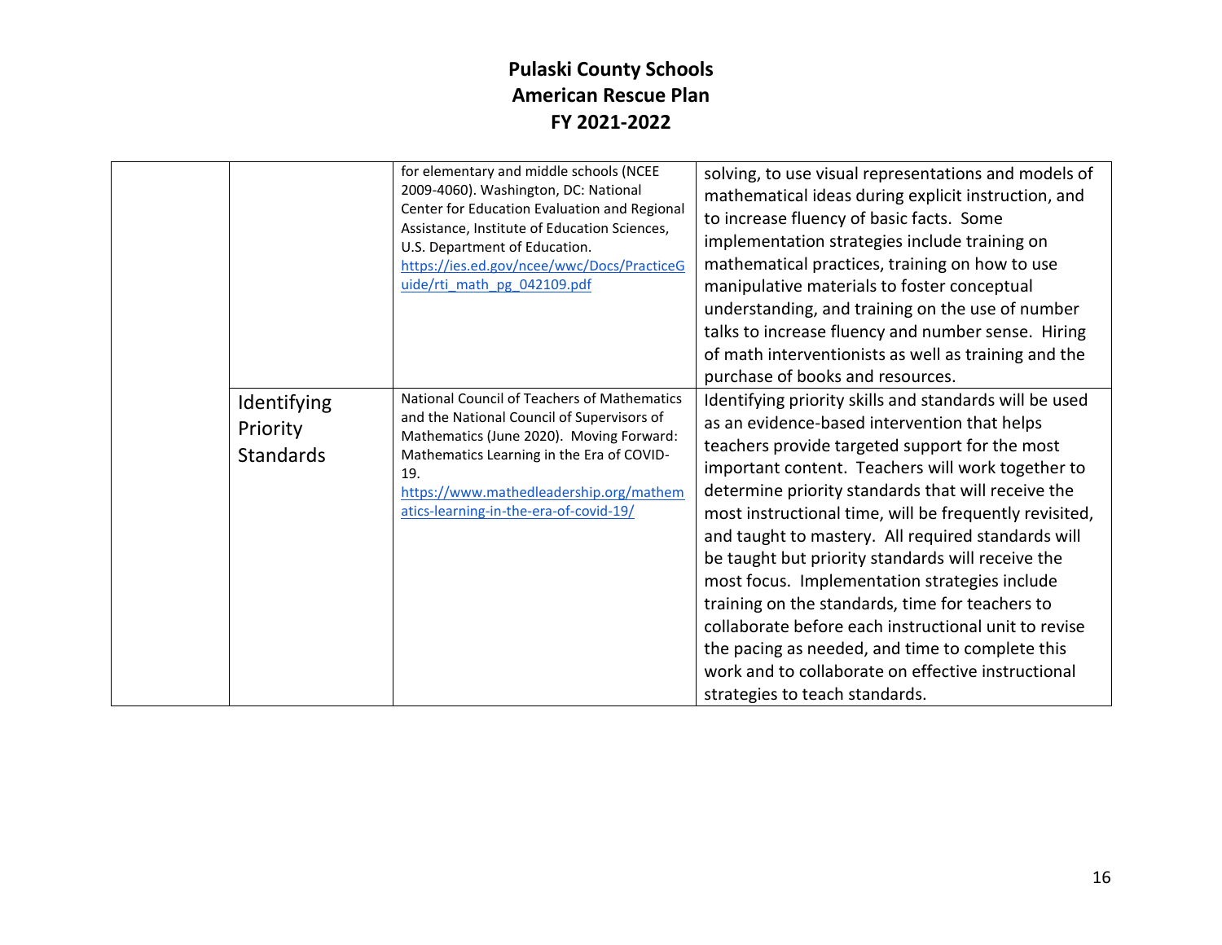# Pulaski County Schools
# American Rescue Plan
# FY 2021-2022

| | | | |
|---|---|---|---|
| | | for elementary and middle schools (NCEE 2009-4060). Washington, DC: National Center for Education Evaluation and Regional Assistance, Institute of Education Sciences, U.S. Department of Education. https://ies.ed.gov/ncee/wwc/Docs/PracticeGuide/rti_math_pg_042109.pdf | solving, to use visual representations and models of mathematical ideas during explicit instruction, and to increase fluency of basic facts. Some implementation strategies include training on mathematical practices, training on how to use manipulative materials to foster conceptual understanding, and training on the use of number talks to increase fluency and number sense. Hiring of math interventionists as well as training and the purchase of books and resources. |
| | Identifying Priority Standards | National Council of Teachers of Mathematics and the National Council of Supervisors of Mathematics (June 2020). Moving Forward: Mathematics Learning in the Era of COVID-19. https://www.mathedleadership.org/mathematics-learning-in-the-era-of-covid-19/ | Identifying priority skills and standards will be used as an evidence-based intervention that helps teachers provide targeted support for the most important content. Teachers will work together to determine priority standards that will receive the most instructional time, will be frequently revisited, and taught to mastery. All required standards will be taught but priority standards will receive the most focus. Implementation strategies include training on the standards, time for teachers to collaborate before each instructional unit to revise the pacing as needed, and time to complete this work and to collaborate on effective instructional strategies to teach standards. |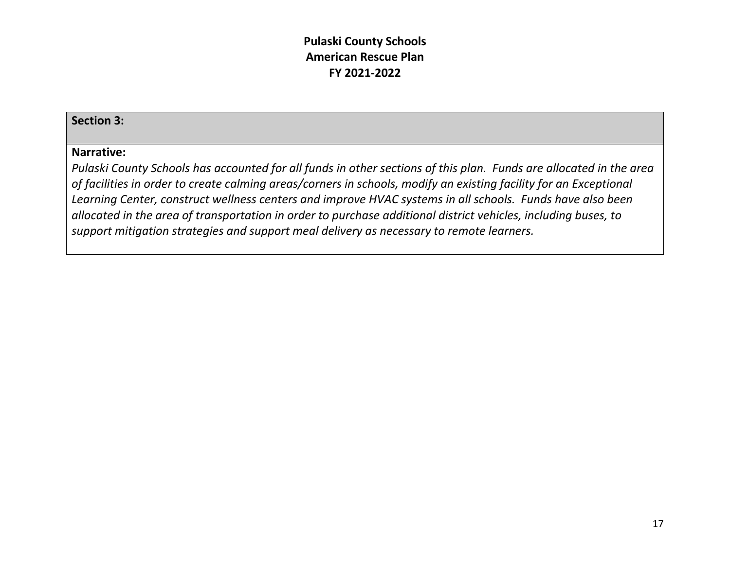# Pulaski County Schools
# American Rescue Plan
# FY 2021-2022

**Section 3:**

**Narrative:**

*Pulaski County Schools has accounted for all funds in other sections of this plan. Funds are allocated in the area of facilities in order to create calming areas/corners in schools, modify an existing facility for an Exceptional Learning Center, construct wellness centers and improve HVAC systems in all schools. Funds have also been allocated in the area of transportation in order to purchase additional district vehicles, including buses, to support mitigation strategies and support meal delivery as necessary to remote learners.*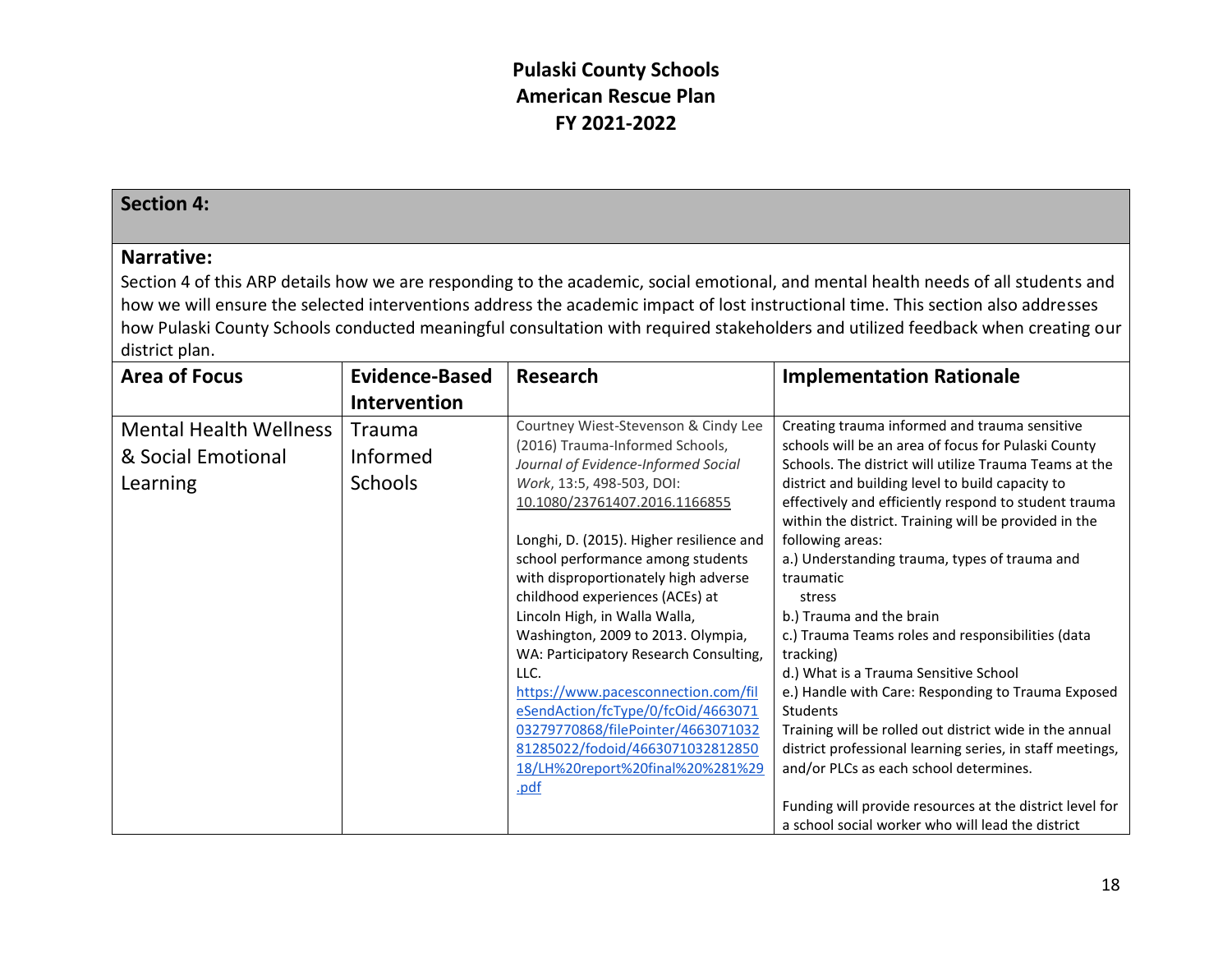# Pulaski County Schools
# American Rescue Plan
# FY 2021-2022

## Section 4:

**Narrative:**
Section 4 of this ARP details how we are responding to the academic, social emotional, and mental health needs of all students and how we will ensure the selected interventions address the academic impact of lost instructional time. This section also addresses how Pulaski County Schools conducted meaningful consultation with required stakeholders and utilized feedback when creating our district plan.

| Area of Focus | Evidence-Based Intervention | Research | Implementation Rationale |
|---|---|---|---|
| Mental Health Wellness & Social Emotional Learning | Trauma Informed Schools | Courtney Wiest-Stevenson & Cindy Lee (2016) Trauma-Informed Schools, *Journal of Evidence-Informed Social Work*, 13:5, 498-503, DOI: 10.1080/23761407.2016.1166855<br><br>Longhi, D. (2015). Higher resilience and school performance among students with disproportionately high adverse childhood experiences (ACEs) at Lincoln High, in Walla Walla, Washington, 2009 to 2013. Olympia, WA: Participatory Research Consulting, LLC. https://www.pacesconnection.com/fileSendAction/fcType/0/fcOid/466307103279770868/filePointer/466307103281285022/fodoid/466307103281285018/LH%20report%20final%20%281%29.pdf | Creating trauma informed and trauma sensitive schools will be an area of focus for Pulaski County Schools. The district will utilize Trauma Teams at the district and building level to build capacity to effectively and efficiently respond to student trauma within the district. Training will be provided in the following areas:<br>a.) Understanding trauma, types of trauma and traumatic stress<br>b.) Trauma and the brain<br>c.) Trauma Teams roles and responsibilities (data tracking)<br>d.) What is a Trauma Sensitive School<br>e.) Handle with Care: Responding to Trauma Exposed Students<br>Training will be rolled out district wide in the annual district professional learning series, in staff meetings, and/or PLCs as each school determines.<br><br>Funding will provide resources at the district level for a school social worker who will lead the district |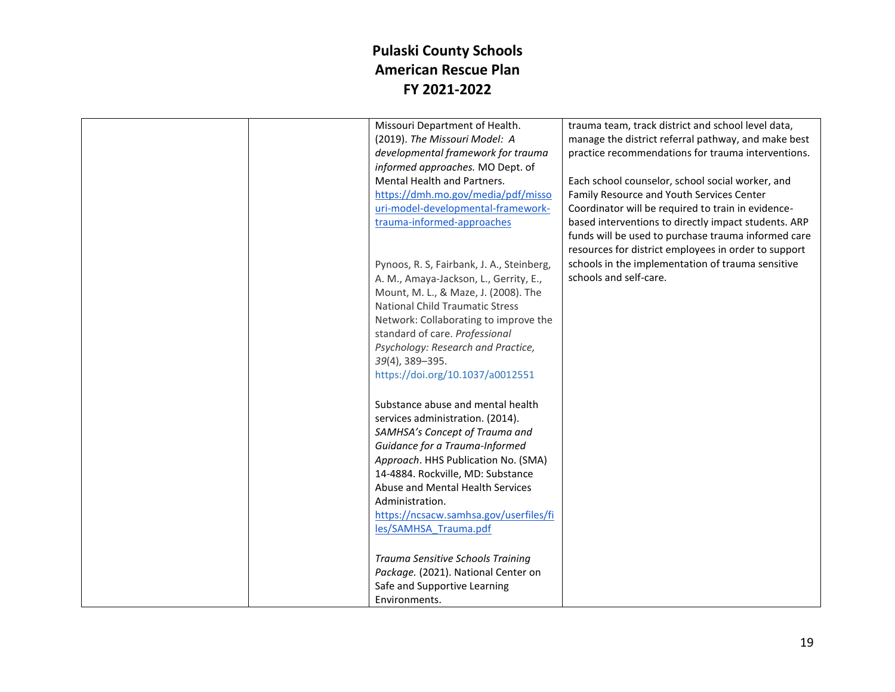# Pulaski County Schools
# American Rescue Plan
# FY 2021-2022

| | | | |
|---|---|---|---|
| | | Missouri Department of Health. (2019). *The Missouri Model: A developmental framework for trauma informed approaches.* MO Dept. of Mental Health and Partners. https://dmh.mo.gov/media/pdf/missouri-model-developmental-framework-trauma-informed-approaches<br><br>Pynoos, R. S, Fairbank, J. A., Steinberg, A. M., Amaya-Jackson, L., Gerrity, E., Mount, M. L., & Maze, J. (2008). The National Child Traumatic Stress Network: Collaborating to improve the standard of care. *Professional Psychology: Research and Practice, 39*(4), 389–395. https://doi.org/10.1037/a0012551<br><br>Substance abuse and mental health services administration. (2014). *SAMHSA's Concept of Trauma and Guidance for a Trauma-Informed Approach*. HHS Publication No. (SMA) 14-4884. Rockville, MD: Substance Abuse and Mental Health Services Administration. https://ncsacw.samhsa.gov/userfiles/files/SAMHSA_Trauma.pdf<br><br>*Trauma Sensitive Schools Training Package.* (2021). National Center on Safe and Supportive Learning Environments. | trauma team, track district and school level data, manage the district referral pathway, and make best practice recommendations for trauma interventions.<br><br>Each school counselor, school social worker, and Family Resource and Youth Services Center Coordinator will be required to train in evidence-based interventions to directly impact students. ARP funds will be used to purchase trauma informed care resources for district employees in order to support schools in the implementation of trauma sensitive schools and self-care. |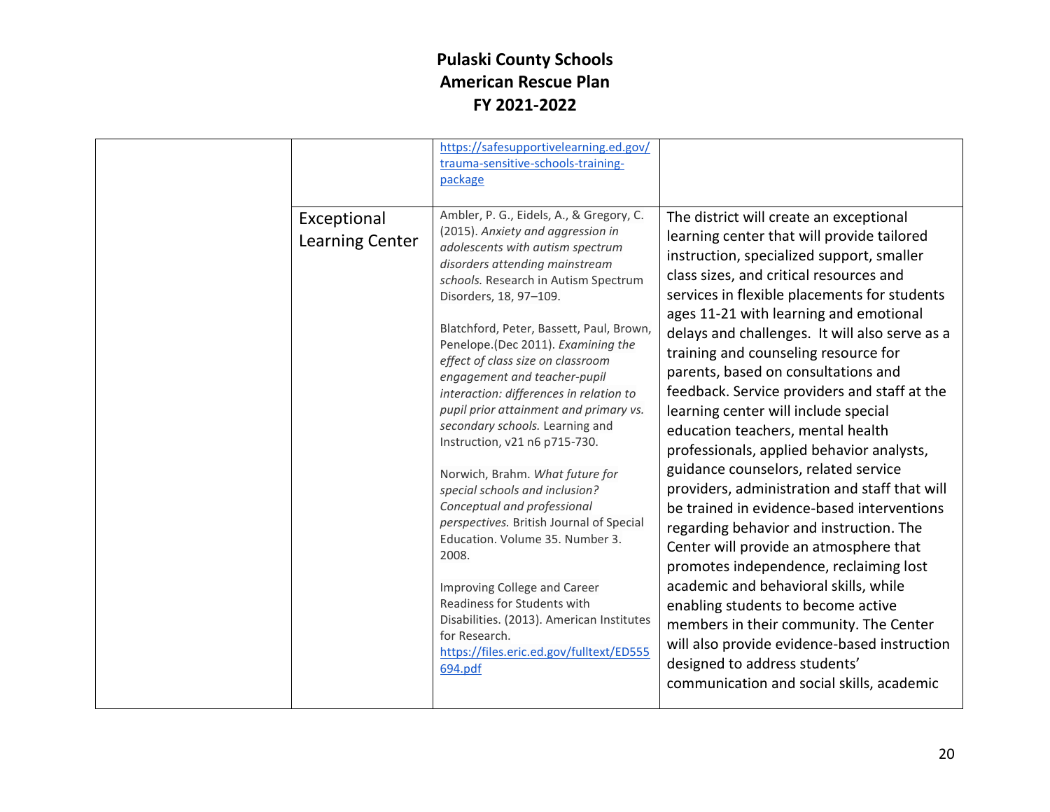# Pulaski County Schools
# American Rescue Plan
# FY 2021-2022

| | | | |
|---|---|---|---|
| | | https://safesupportivelearning.ed.gov/trauma-sensitive-schools-training-package | |
| | Exceptional Learning Center | Ambler, P. G., Eidels, A., & Gregory, C. (2015). *Anxiety and aggression in adolescents with autism spectrum disorders attending mainstream schools.* Research in Autism Spectrum Disorders, 18, 97–109.<br><br>Blatchford, Peter, Bassett, Paul, Brown, Penelope.(Dec 2011). *Examining the effect of class size on classroom engagement and teacher-pupil interaction: differences in relation to pupil prior attainment and primary vs. secondary schools.* Learning and Instruction, v21 n6 p715-730.<br><br>Norwich, Brahm. *What future for special schools and inclusion? Conceptual and professional perspectives.* British Journal of Special Education. Volume 35. Number 3. 2008.<br><br>Improving College and Career Readiness for Students with Disabilities. (2013). American Institutes for Research. https://files.eric.ed.gov/fulltext/ED555694.pdf | The district will create an exceptional learning center that will provide tailored instruction, specialized support, smaller class sizes, and critical resources and services in flexible placements for students ages 11-21 with learning and emotional delays and challenges. It will also serve as a training and counseling resource for parents, based on consultations and feedback. Service providers and staff at the learning center will include special education teachers, mental health professionals, applied behavior analysts, guidance counselors, related service providers, administration and staff that will be trained in evidence-based interventions regarding behavior and instruction. The Center will provide an atmosphere that promotes independence, reclaiming lost academic and behavioral skills, while enabling students to become active members in their community. The Center will also provide evidence-based instruction designed to address students' communication and social skills, academic |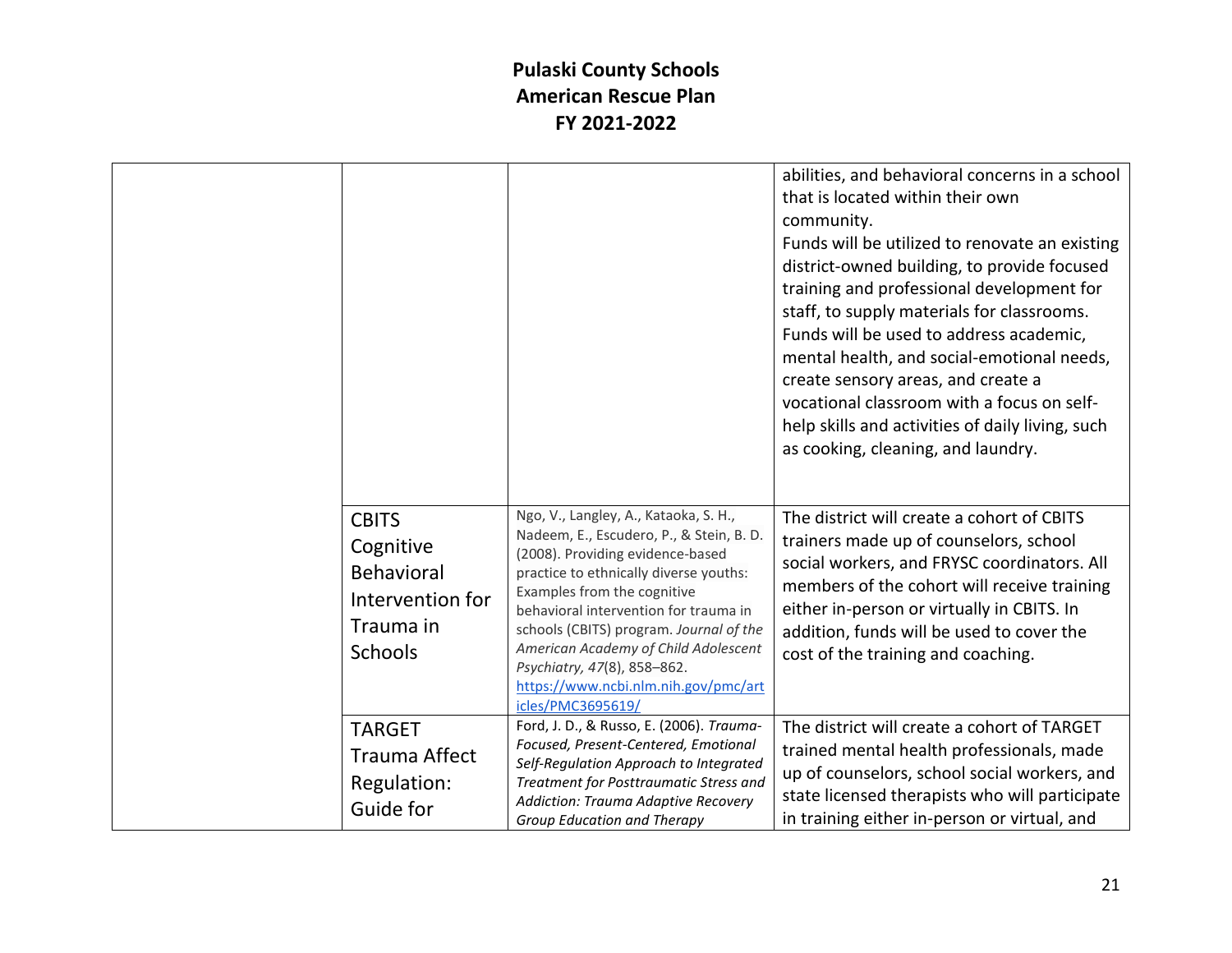| | | | |
|---|---|---|---|
| | | | abilities, and behavioral concerns in a school that is located within their own community.<br>Funds will be utilized to renovate an existing district-owned building, to provide focused training and professional development for staff, to supply materials for classrooms. Funds will be used to address academic, mental health, and social-emotional needs, create sensory areas, and create a vocational classroom with a focus on self-help skills and activities of daily living, such as cooking, cleaning, and laundry. |
| | CBITS Cognitive Behavioral Intervention for Trauma in Schools | Ngo, V., Langley, A., Kataoka, S. H., Nadeem, E., Escudero, P., & Stein, B. D. (2008). Providing evidence-based practice to ethnically diverse youths: Examples from the cognitive behavioral intervention for trauma in schools (CBITS) program. *Journal of the American Academy of Child Adolescent Psychiatry, 47*(8), 858–862. https://www.ncbi.nlm.nih.gov/pmc/articles/PMC3695619/ | The district will create a cohort of CBITS trainers made up of counselors, school social workers, and FRYSC coordinators. All members of the cohort will receive training either in-person or virtually in CBITS. In addition, funds will be used to cover the cost of the training and coaching. |
| | TARGET Trauma Affect Regulation: Guide for | Ford, J. D., & Russo, E. (2006). *Trauma-Focused, Present-Centered, Emotional Self-Regulation Approach to Integrated Treatment for Posttraumatic Stress and Addiction: Trauma Adaptive Recovery Group Education and Therapy* | The district will create a cohort of TARGET trained mental health professionals, made up of counselors, school social workers, and state licensed therapists who will participate in training either in-person or virtual, and |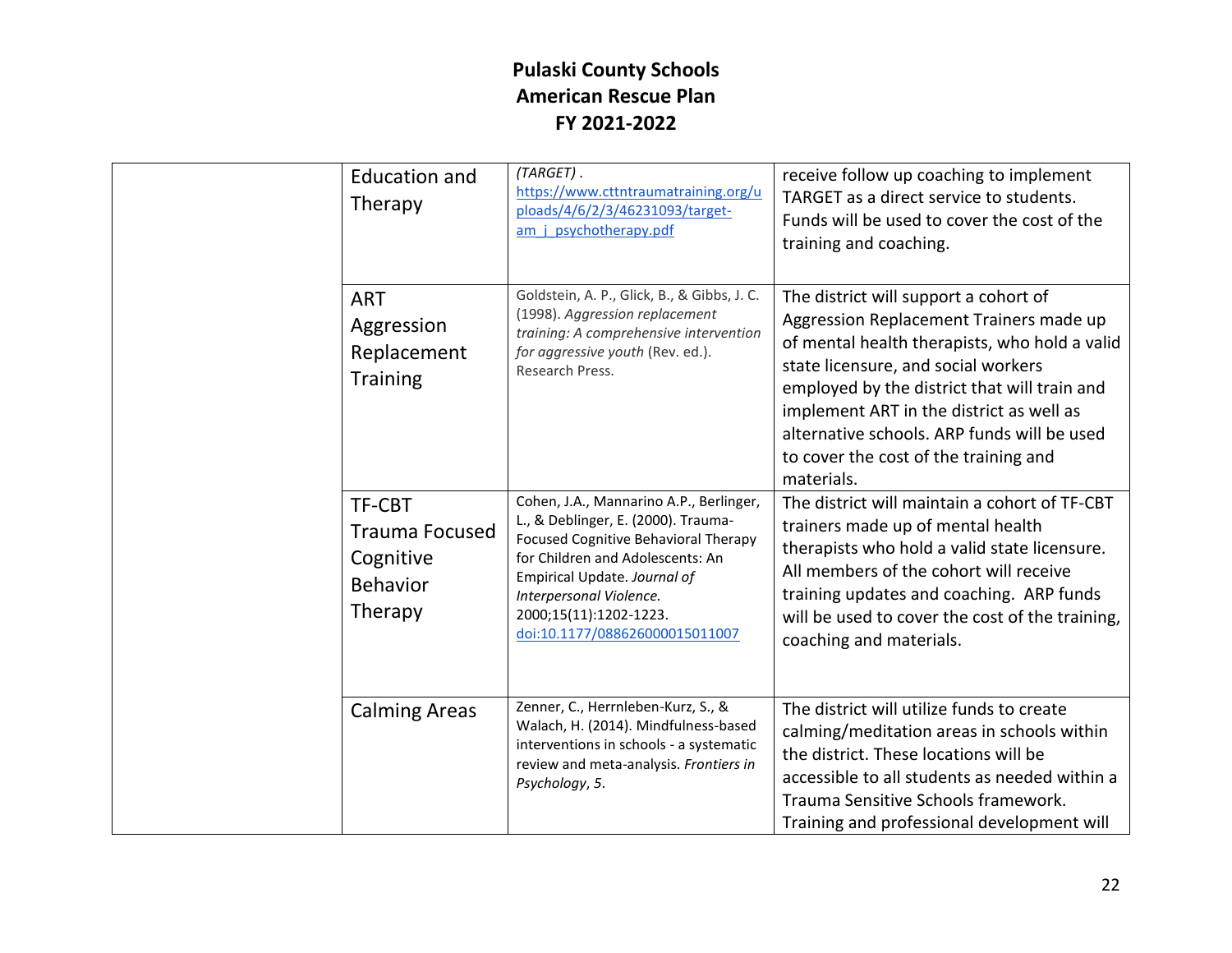# Pulaski County Schools
# American Rescue Plan
# FY 2021-2022

| | | | |
|---|---|---|---|
| | Education and Therapy | *(TARGET)* . https://www.cttntraumatraining.org/uploads/4/6/2/3/46231093/target-am_j_psychotherapy.pdf | receive follow up coaching to implement TARGET as a direct service to students. Funds will be used to cover the cost of the training and coaching. |
| | ART Aggression Replacement Training | Goldstein, A. P., Glick, B., & Gibbs, J. C. (1998). *Aggression replacement training: A comprehensive intervention for aggressive youth* (Rev. ed.). Research Press. | The district will support a cohort of Aggression Replacement Trainers made up of mental health therapists, who hold a valid state licensure, and social workers employed by the district that will train and implement ART in the district as well as alternative schools. ARP funds will be used to cover the cost of the training and materials. |
| | TF-CBT Trauma Focused Cognitive Behavior Therapy | Cohen, J.A., Mannarino A.P., Berlinger, L., & Deblinger, E. (2000). Trauma-Focused Cognitive Behavioral Therapy for Children and Adolescents: An Empirical Update. *Journal of Interpersonal Violence.* 2000;15(11):1202-1223. doi:10.1177/088626000015011007 | The district will maintain a cohort of TF-CBT trainers made up of mental health therapists who hold a valid state licensure. All members of the cohort will receive training updates and coaching. ARP funds will be used to cover the cost of the training, coaching and materials. |
| | Calming Areas | Zenner, C., Herrnleben-Kurz, S., & Walach, H. (2014). Mindfulness-based interventions in schools - a systematic review and meta-analysis. *Frontiers in Psychology*, *5*. | The district will utilize funds to create calming/meditation areas in schools within the district. These locations will be accessible to all students as needed within a Trauma Sensitive Schools framework. Training and professional development will |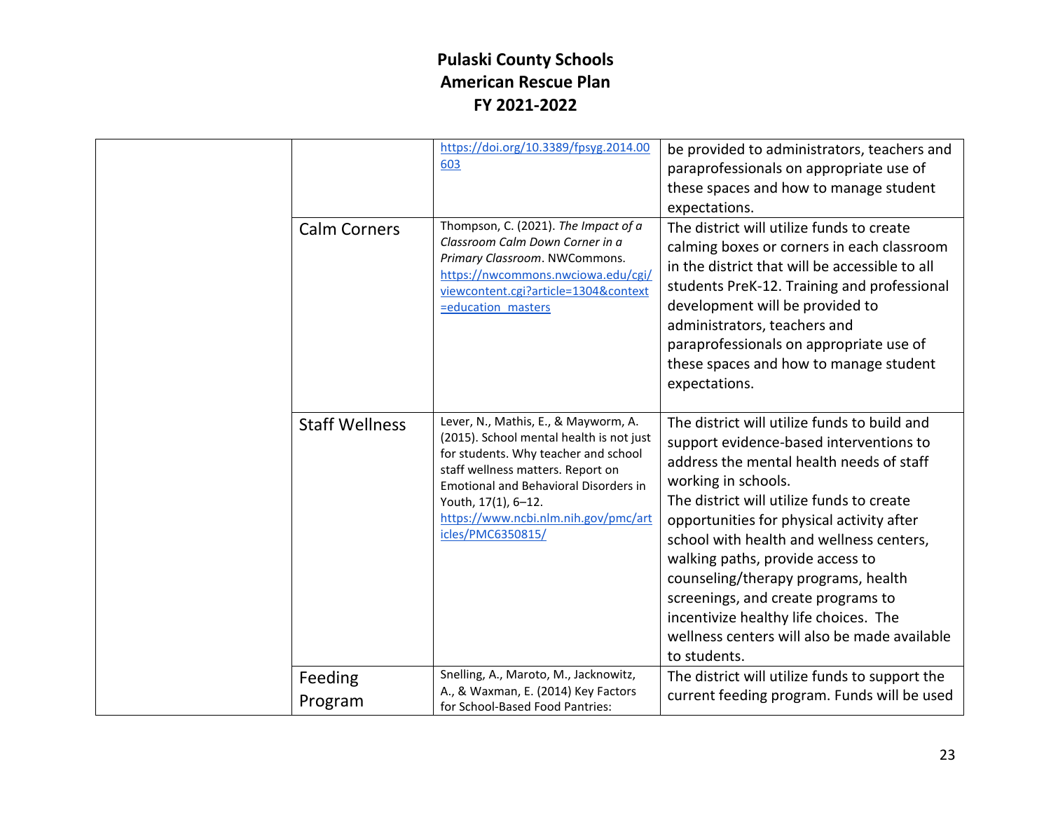**Pulaski County Schools**
**American Rescue Plan**
**FY 2021-2022**

| | | | |
|---|---|---|---|
| | | https://doi.org/10.3389/fpsyg.2014.00603 | be provided to administrators, teachers and paraprofessionals on appropriate use of these spaces and how to manage student expectations. |
| | Calm Corners | Thompson, C. (2021). *The Impact of a Classroom Calm Down Corner in a Primary Classroom*. NWCommons. https://nwcommons.nwciowa.edu/cgi/viewcontent.cgi?article=1304&context=education_masters | The district will utilize funds to create calming boxes or corners in each classroom in the district that will be accessible to all students PreK-12. Training and professional development will be provided to administrators, teachers and paraprofessionals on appropriate use of these spaces and how to manage student expectations. |
| | Staff Wellness | Lever, N., Mathis, E., & Mayworm, A. (2015). School mental health is not just for students. Why teacher and school staff wellness matters. Report on Emotional and Behavioral Disorders in Youth, 17(1), 6–12. https://www.ncbi.nlm.nih.gov/pmc/articles/PMC6350815/ | The district will utilize funds to build and support evidence-based interventions to address the mental health needs of staff working in schools.<br>The district will utilize funds to create opportunities for physical activity after school with health and wellness centers, walking paths, provide access to counseling/therapy programs, health screenings, and create programs to incentivize healthy life choices. The wellness centers will also be made available to students. |
| | Feeding Program | Snelling, A., Maroto, M., Jacknowitz, A., & Waxman, E. (2014) Key Factors for School-Based Food Pantries: | The district will utilize funds to support the current feeding program. Funds will be used |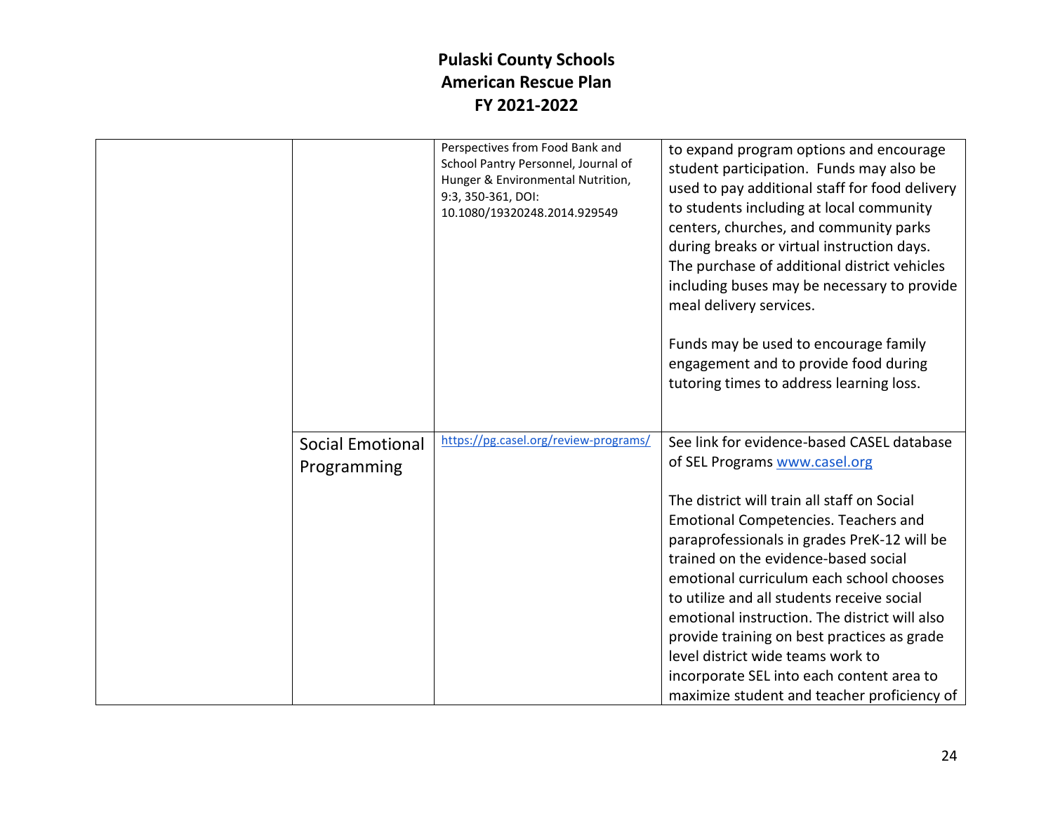# Pulaski County Schools
# American Rescue Plan
# FY 2021-2022

| | | | |
|---|---|---|---|
| | | Perspectives from Food Bank and School Pantry Personnel, Journal of Hunger & Environmental Nutrition, 9:3, 350-361, DOI: 10.1080/19320248.2014.929549 | to expand program options and encourage student participation. Funds may also be used to pay additional staff for food delivery to students including at local community centers, churches, and community parks during breaks or virtual instruction days. The purchase of additional district vehicles including buses may be necessary to provide meal delivery services.<br><br>Funds may be used to encourage family engagement and to provide food during tutoring times to address learning loss. |
| | Social Emotional Programming | [https://pg.casel.org/review-programs/](https://pg.casel.org/review-programs/) | See link for evidence-based CASEL database of SEL Programs [www.casel.org](www.casel.org)<br><br>The district will train all staff on Social Emotional Competencies. Teachers and paraprofessionals in grades PreK-12 will be trained on the evidence-based social emotional curriculum each school chooses to utilize and all students receive social emotional instruction. The district will also provide training on best practices as grade level district wide teams work to incorporate SEL into each content area to maximize student and teacher proficiency of |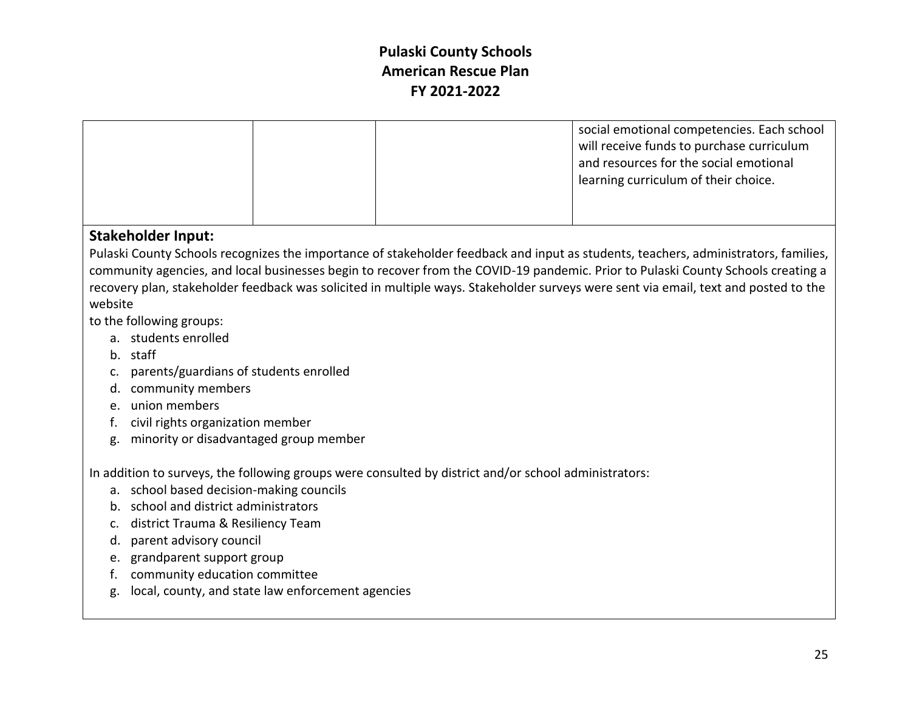| | | | |
|---|---|---|---|
| | | | social emotional competencies. Each school will receive funds to purchase curriculum and resources for the social emotional learning curriculum of their choice. |

**Stakeholder Input:**

Pulaski County Schools recognizes the importance of stakeholder feedback and input as students, teachers, administrators, families, community agencies, and local businesses begin to recover from the COVID-19 pandemic. Prior to Pulaski County Schools creating a recovery plan, stakeholder feedback was solicited in multiple ways. Stakeholder surveys were sent via email, text and posted to the website
to the following groups:

a. students enrolled
b. staff
c. parents/guardians of students enrolled
d. community members
e. union members
f. civil rights organization member
g. minority or disadvantaged group member

In addition to surveys, the following groups were consulted by district and/or school administrators:

a. school based decision-making councils
b. school and district administrators
c. district Trauma & Resiliency Team
d. parent advisory council
e. grandparent support group
f. community education committee
g. local, county, and state law enforcement agencies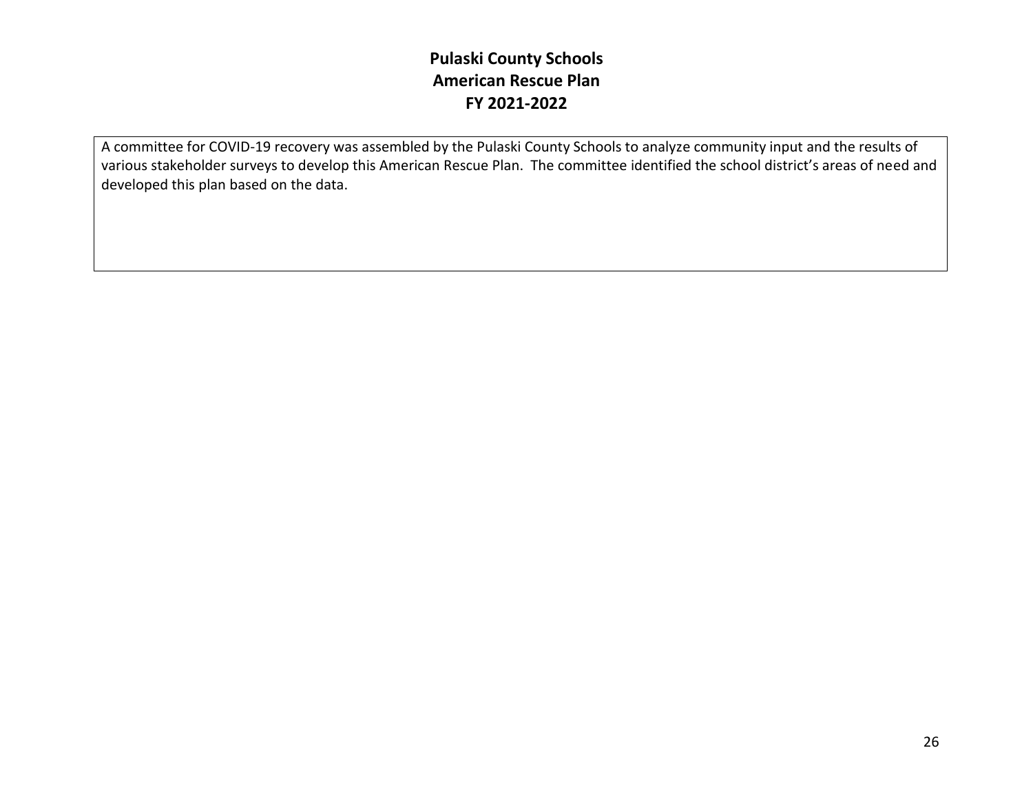# Pulaski County Schools
## American Rescue Plan
## FY 2021-2022

A committee for COVID-19 recovery was assembled by the Pulaski County Schools to analyze community input and the results of various stakeholder surveys to develop this American Rescue Plan. The committee identified the school district's areas of need and developed this plan based on the data.